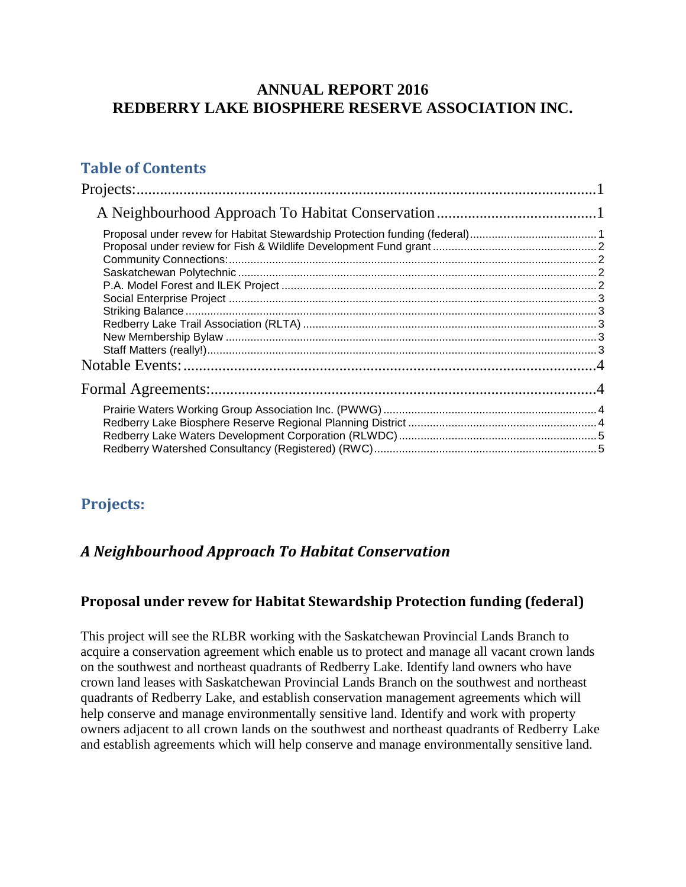# ANNUAL REPORT 2016
# REDBERRY LAKE BIOSPHERE RESERVE ASSOCIATION INC.

## Table of Contents

- Projects: 1
  - A Neighbourhood Approach To Habitat Conservation 1
    - Proposal under revew for Habitat Stewardship Protection funding (federal) 1
    - Proposal under review for Fish & Wildlife Development Fund grant 2
    - Community Connections: 2
    - Saskatchewan Polytechnic 2
    - P.A. Model Forest and lLEK Project 2
    - Social Enterprise Project 3
    - Striking Balance 3
    - Redberry Lake Trail Association (RLTA) 3
    - New Membership Bylaw 3
    - Staff Matters (really!) 3
- Notable Events: 4
- Formal Agreements: 4
  - Prairie Waters Working Group Association Inc. (PWWG) 4
  - Redberry Lake Biosphere Reserve Regional Planning District 4
  - Redberry Lake Waters Development Corporation (RLWDC) 5
  - Redberry Watershed Consultancy (Registered) (RWC) 5

## Projects:

### *A Neighbourhood Approach To Habitat Conservation*

#### Proposal under revew for Habitat Stewardship Protection funding (federal)

This project will see the RLBR working with the Saskatchewan Provincial Lands Branch to acquire a conservation agreement which enable us to protect and manage all vacant crown lands on the southwest and northeast quadrants of Redberry Lake. Identify land owners who have crown land leases with Saskatchewan Provincial Lands Branch on the southwest and northeast quadrants of Redberry Lake, and establish conservation management agreements which will help conserve and manage environmentally sensitive land. Identify and work with property owners adjacent to all crown lands on the southwest and northeast quadrants of Redberry Lake and establish agreements which will help conserve and manage environmentally sensitive land.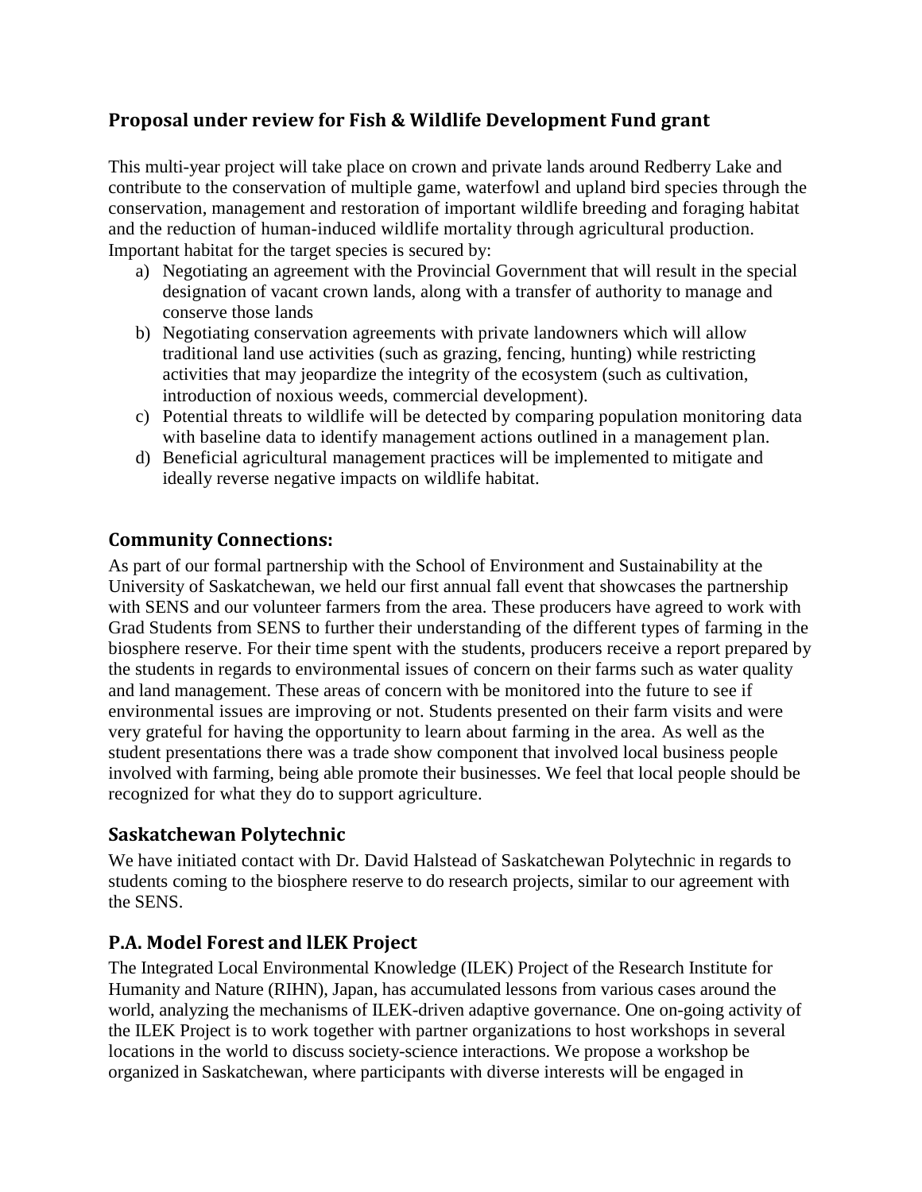## Proposal under review for Fish & Wildlife Development Fund grant

This multi-year project will take place on crown and private lands around Redberry Lake and contribute to the conservation of multiple game, waterfowl and upland bird species through the conservation, management and restoration of important wildlife breeding and foraging habitat and the reduction of human-induced wildlife mortality through agricultural production. Important habitat for the target species is secured by:

a) Negotiating an agreement with the Provincial Government that will result in the special designation of vacant crown lands, along with a transfer of authority to manage and conserve those lands
b) Negotiating conservation agreements with private landowners which will allow traditional land use activities (such as grazing, fencing, hunting) while restricting activities that may jeopardize the integrity of the ecosystem (such as cultivation, introduction of noxious weeds, commercial development).
c) Potential threats to wildlife will be detected by comparing population monitoring data with baseline data to identify management actions outlined in a management plan.
d) Beneficial agricultural management practices will be implemented to mitigate and ideally reverse negative impacts on wildlife habitat.

## Community Connections:

As part of our formal partnership with the School of Environment and Sustainability at the University of Saskatchewan, we held our first annual fall event that showcases the partnership with SENS and our volunteer farmers from the area. These producers have agreed to work with Grad Students from SENS to further their understanding of the different types of farming in the biosphere reserve. For their time spent with the students, producers receive a report prepared by the students in regards to environmental issues of concern on their farms such as water quality and land management. These areas of concern with be monitored into the future to see if environmental issues are improving or not. Students presented on their farm visits and were very grateful for having the opportunity to learn about farming in the area. As well as the student presentations there was a trade show component that involved local business people involved with farming, being able promote their businesses. We feel that local people should be recognized for what they do to support agriculture.

## Saskatchewan Polytechnic

We have initiated contact with Dr. David Halstead of Saskatchewan Polytechnic in regards to students coming to the biosphere reserve to do research projects, similar to our agreement with the SENS.

## P.A. Model Forest and lLEK Project

The Integrated Local Environmental Knowledge (ILEK) Project of the Research Institute for Humanity and Nature (RIHN), Japan, has accumulated lessons from various cases around the world, analyzing the mechanisms of ILEK-driven adaptive governance. One on-going activity of the ILEK Project is to work together with partner organizations to host workshops in several locations in the world to discuss society-science interactions. We propose a workshop be organized in Saskatchewan, where participants with diverse interests will be engaged in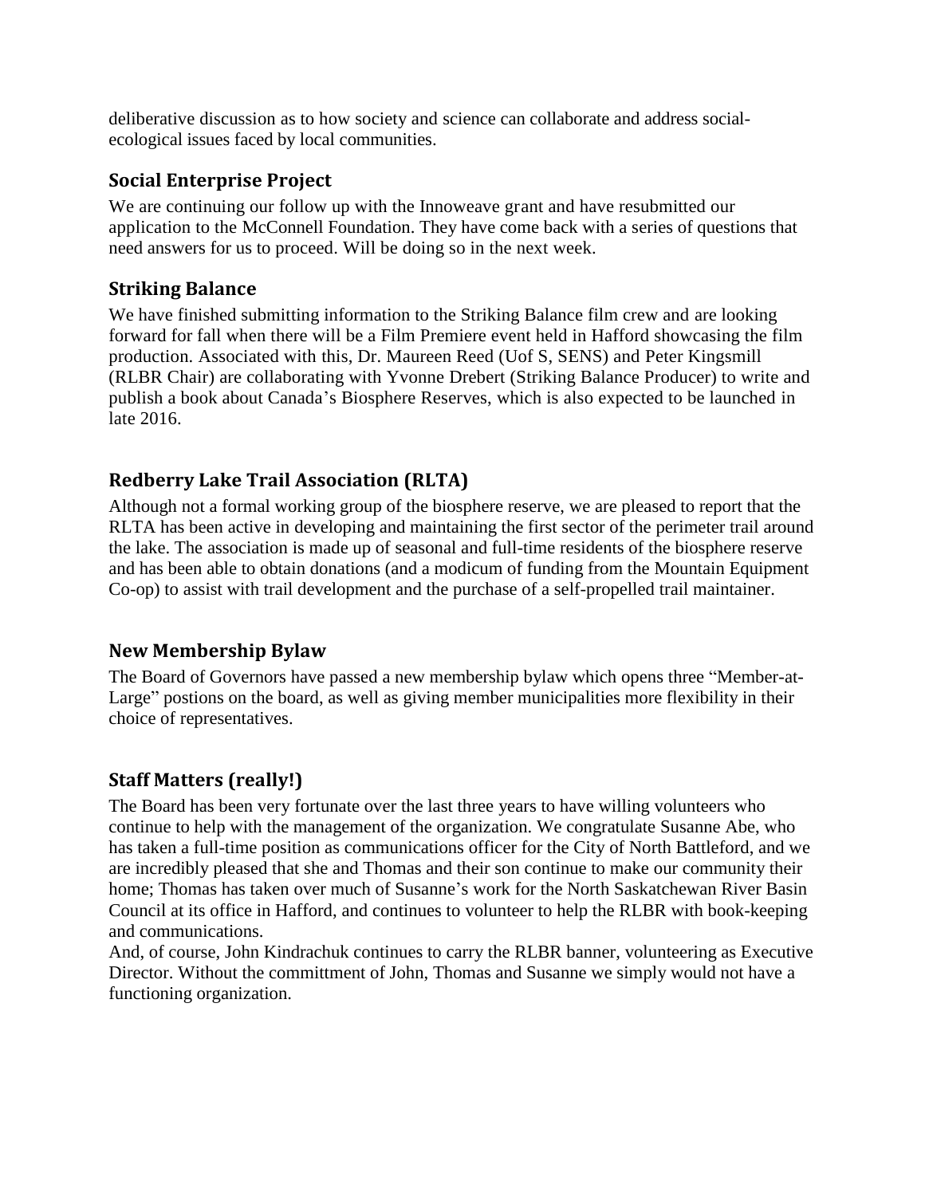deliberative discussion as to how society and science can collaborate and address social-ecological issues faced by local communities.

## Social Enterprise Project

We are continuing our follow up with the Innoweave grant and have resubmitted our application to the McConnell Foundation. They have come back with a series of questions that need answers for us to proceed. Will be doing so in the next week.

## Striking Balance

We have finished submitting information to the Striking Balance film crew and are looking forward for fall when there will be a Film Premiere event held in Hafford showcasing the film production. Associated with this, Dr. Maureen Reed (Uof S, SENS) and Peter Kingsmill (RLBR Chair) are collaborating with Yvonne Drebert (Striking Balance Producer) to write and publish a book about Canada's Biosphere Reserves, which is also expected to be launched in late 2016.

## Redberry Lake Trail Association (RLTA)

Although not a formal working group of the biosphere reserve, we are pleased to report that the RLTA has been active in developing and maintaining the first sector of the perimeter trail around the lake. The association is made up of seasonal and full-time residents of the biosphere reserve and has been able to obtain donations (and a modicum of funding from the Mountain Equipment Co-op) to assist with trail development and the purchase of a self-propelled trail maintainer.

## New Membership Bylaw

The Board of Governors have passed a new membership bylaw which opens three "Member-at-Large" postions on the board, as well as giving member municipalities more flexibility in their choice of representatives.

## Staff Matters (really!)

The Board has been very fortunate over the last three years to have willing volunteers who continue to help with the management of the organization. We congratulate Susanne Abe, who has taken a full-time position as communications officer for the City of North Battleford, and we are incredibly pleased that she and Thomas and their son continue to make our community their home; Thomas has taken over much of Susanne's work for the North Saskatchewan River Basin Council at its office in Hafford, and continues to volunteer to help the RLBR with book-keeping and communications.

And, of course, John Kindrachuk continues to carry the RLBR banner, volunteering as Executive Director. Without the committment of John, Thomas and Susanne we simply would not have a functioning organization.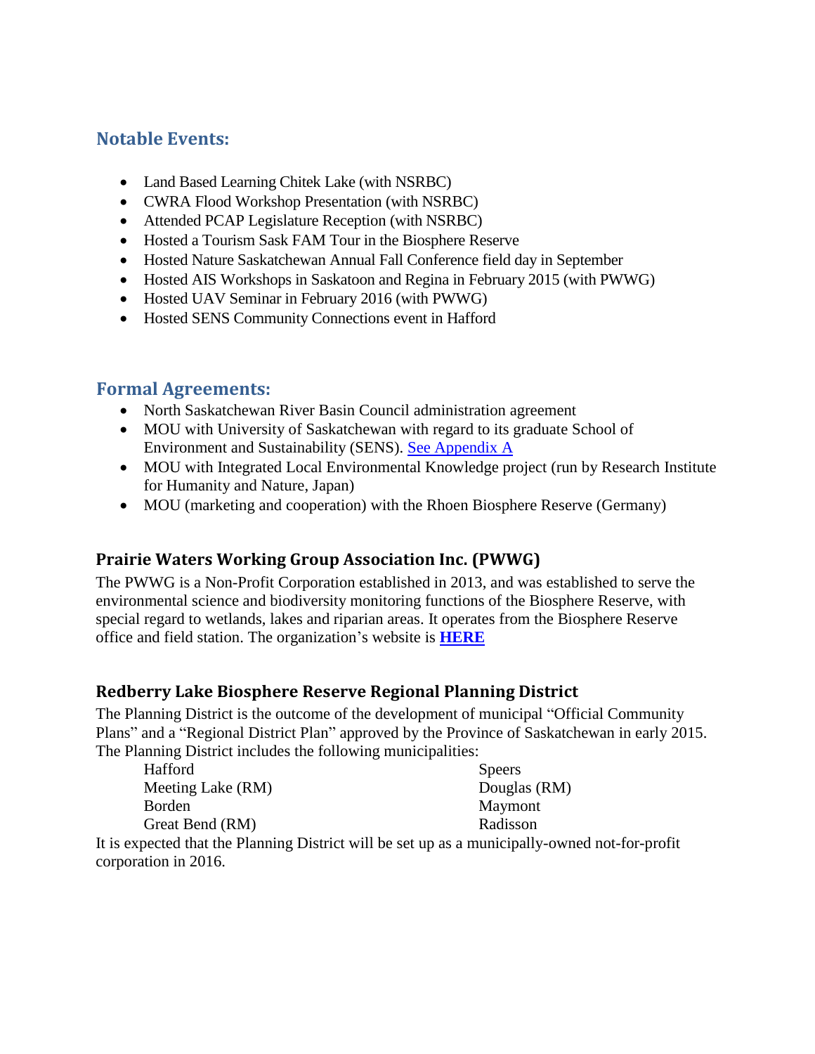## Notable Events:

- Land Based Learning Chitek Lake (with NSRBC)
- CWRA Flood Workshop Presentation (with NSRBC)
- Attended PCAP Legislature Reception (with NSRBC)
- Hosted a Tourism Sask FAM Tour in the Biosphere Reserve
- Hosted Nature Saskatchewan Annual Fall Conference field day in September
- Hosted AIS Workshops in Saskatoon and Regina in February 2015 (with PWWG)
- Hosted UAV Seminar in February 2016 (with PWWG)
- Hosted SENS Community Connections event in Hafford

## Formal Agreements:

- North Saskatchewan River Basin Council administration agreement
- MOU with University of Saskatchewan with regard to its graduate School of Environment and Sustainability (SENS). See Appendix A
- MOU with Integrated Local Environmental Knowledge project (run by Research Institute for Humanity and Nature, Japan)
- MOU (marketing and cooperation) with the Rhoen Biosphere Reserve (Germany)

### Prairie Waters Working Group Association Inc. (PWWG)

The PWWG is a Non-Profit Corporation established in 2013, and was established to serve the environmental science and biodiversity monitoring functions of the Biosphere Reserve, with special regard to wetlands, lakes and riparian areas. It operates from the Biosphere Reserve office and field station. The organization's website is **HERE**

### Redberry Lake Biosphere Reserve Regional Planning District

The Planning District is the outcome of the development of municipal "Official Community Plans" and a "Regional District Plan" approved by the Province of Saskatchewan in early 2015. The Planning District includes the following municipalities:

- Hafford
- Meeting Lake (RM)
- Borden
- Great Bend (RM)
- Speers
- Douglas (RM)
- Maymont
- Radisson

It is expected that the Planning District will be set up as a municipally-owned not-for-profit corporation in 2016.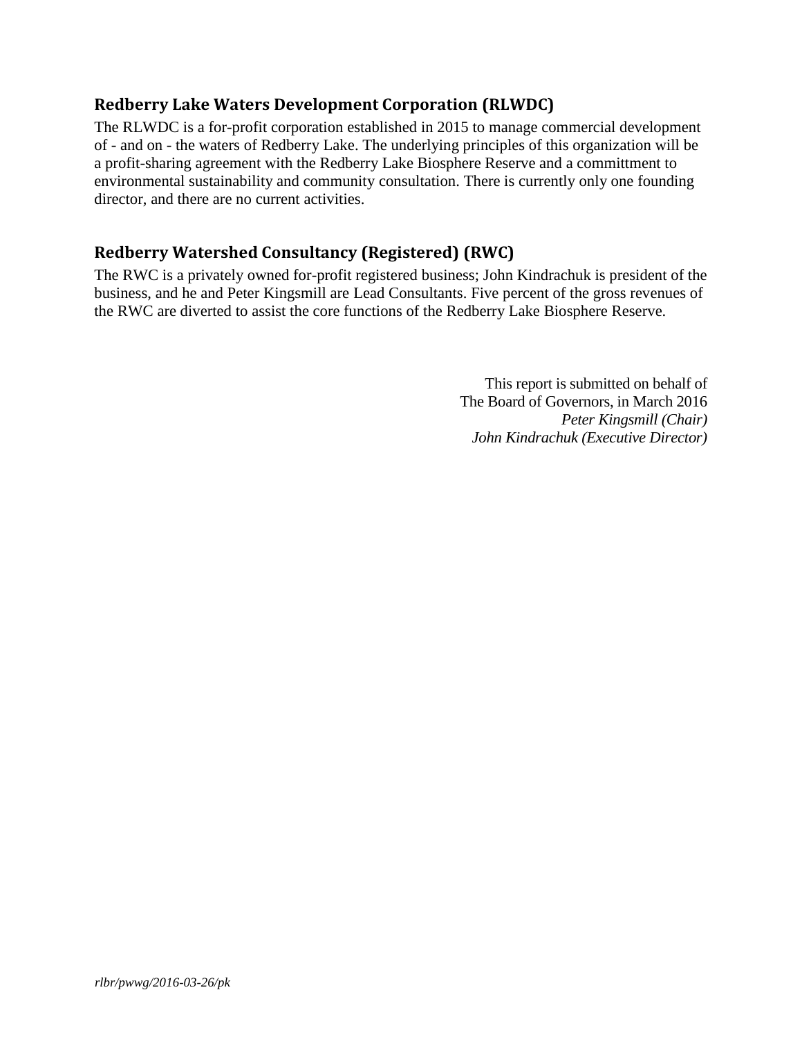## Redberry Lake Waters Development Corporation (RLWDC)

The RLWDC is a for-profit corporation established in 2015 to manage commercial development of - and on - the waters of Redberry Lake. The underlying principles of this organization will be a profit-sharing agreement with the Redberry Lake Biosphere Reserve and a committment to environmental sustainability and community consultation. There is currently only one founding director, and there are no current activities.

## Redberry Watershed Consultancy (Registered) (RWC)

The RWC is a privately owned for-profit registered business; John Kindrachuk is president of the business, and he and Peter Kingsmill are Lead Consultants. Five percent of the gross revenues of the RWC are diverted to assist the core functions of the Redberry Lake Biosphere Reserve.

This report is submitted on behalf of
The Board of Governors, in March 2016
*Peter Kingsmill (Chair)*
*John Kindrachuk (Executive Director)*

*rlbr/pwwg/2016-03-26/pk*